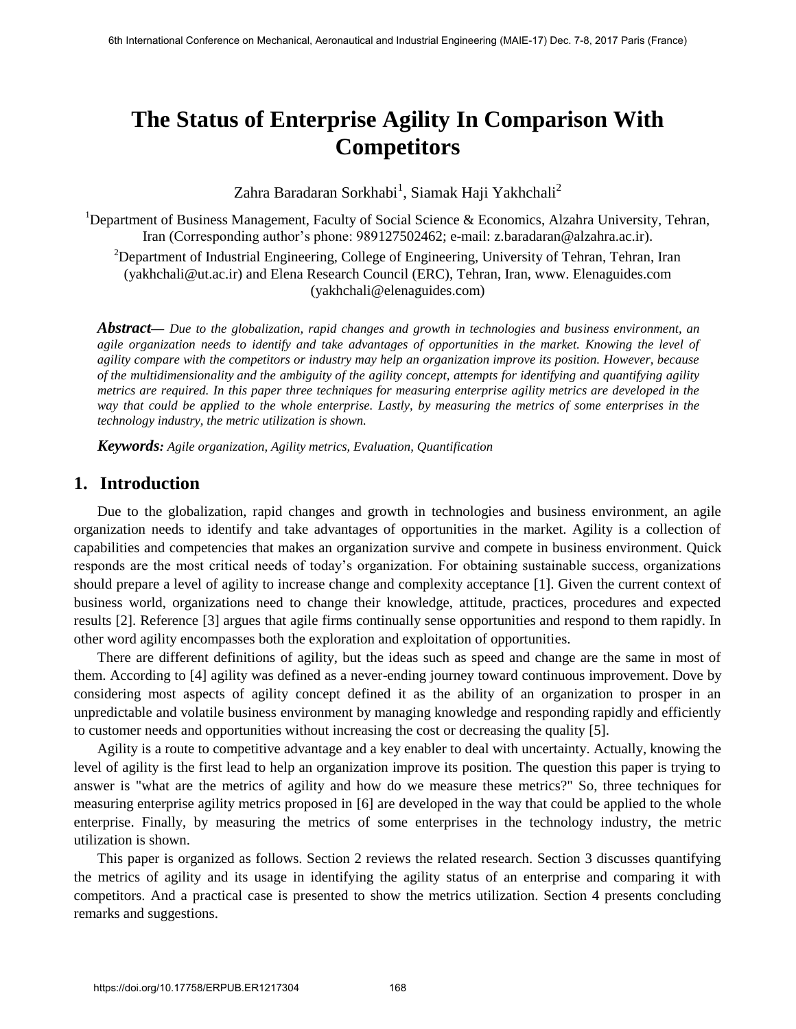# The Status of Enterprise Agility In Comparison With Competitors

Zahra Baradaran Sorkhabi[1], Siamak Haji Yakhchali[2]

[1]Department of Business Management, Faculty of Social Science & Economics, Alzahra University, Tehran, Iran (Corresponding author's phone: 989127502462; e-mail: z.baradaran@alzahra.ac.ir).

[2]Department of Industrial Engineering, College of Engineering, University of Tehran, Tehran, Iran (yakhchali@ut.ac.ir) and Elena Research Council (ERC), Tehran, Iran, www. Elenaguides.com (yakhchali@elenaguides.com)

***Abstract***— *Due to the globalization, rapid changes and growth in technologies and business environment, an agile organization needs to identify and take advantages of opportunities in the market. Knowing the level of agility compare with the competitors or industry may help an organization improve its position. However, because of the multidimensionality and the ambiguity of the agility concept, attempts for identifying and quantifying agility metrics are required. In this paper three techniques for measuring enterprise agility metrics are developed in the way that could be applied to the whole enterprise. Lastly, by measuring the metrics of some enterprises in the technology industry, the metric utilization is shown.*

***Keywords:*** *Agile organization, Agility metrics, Evaluation, Quantification*

## 1. Introduction

Due to the globalization, rapid changes and growth in technologies and business environment, an agile organization needs to identify and take advantages of opportunities in the market. Agility is a collection of capabilities and competencies that makes an organization survive and compete in business environment. Quick responds are the most critical needs of today's organization. For obtaining sustainable success, organizations should prepare a level of agility to increase change and complexity acceptance [1]. Given the current context of business world, organizations need to change their knowledge, attitude, practices, procedures and expected results [2]. Reference [3] argues that agile firms continually sense opportunities and respond to them rapidly. In other word agility encompasses both the exploration and exploitation of opportunities.

There are different definitions of agility, but the ideas such as speed and change are the same in most of them. According to [4] agility was defined as a never-ending journey toward continuous improvement. Dove by considering most aspects of agility concept defined it as the ability of an organization to prosper in an unpredictable and volatile business environment by managing knowledge and responding rapidly and efficiently to customer needs and opportunities without increasing the cost or decreasing the quality [5].

Agility is a route to competitive advantage and a key enabler to deal with uncertainty. Actually, knowing the level of agility is the first lead to help an organization improve its position. The question this paper is trying to answer is "what are the metrics of agility and how do we measure these metrics?" So, three techniques for measuring enterprise agility metrics proposed in [6] are developed in the way that could be applied to the whole enterprise. Finally, by measuring the metrics of some enterprises in the technology industry, the metric utilization is shown.

This paper is organized as follows. Section 2 reviews the related research. Section 3 discusses quantifying the metrics of agility and its usage in identifying the agility status of an enterprise and comparing it with competitors. And a practical case is presented to show the metrics utilization. Section 4 presents concluding remarks and suggestions.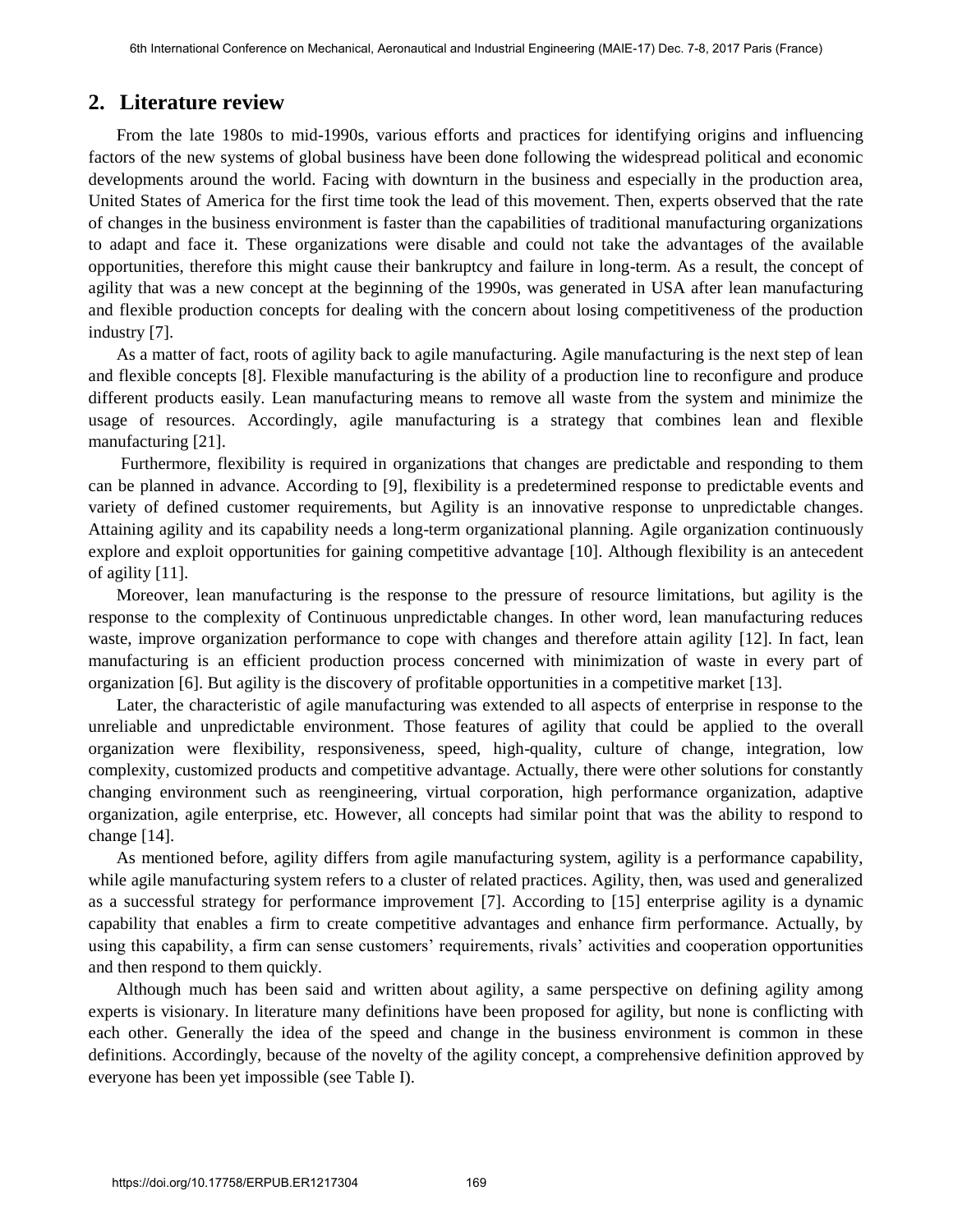## 2. Literature review

From the late 1980s to mid-1990s, various efforts and practices for identifying origins and influencing factors of the new systems of global business have been done following the widespread political and economic developments around the world. Facing with downturn in the business and especially in the production area, United States of America for the first time took the lead of this movement. Then, experts observed that the rate of changes in the business environment is faster than the capabilities of traditional manufacturing organizations to adapt and face it. These organizations were disable and could not take the advantages of the available opportunities, therefore this might cause their bankruptcy and failure in long-term. As a result, the concept of agility that was a new concept at the beginning of the 1990s, was generated in USA after lean manufacturing and flexible production concepts for dealing with the concern about losing competitiveness of the production industry [7].

As a matter of fact, roots of agility back to agile manufacturing. Agile manufacturing is the next step of lean and flexible concepts [8]. Flexible manufacturing is the ability of a production line to reconfigure and produce different products easily. Lean manufacturing means to remove all waste from the system and minimize the usage of resources. Accordingly, agile manufacturing is a strategy that combines lean and flexible manufacturing [21].

Furthermore, flexibility is required in organizations that changes are predictable and responding to them can be planned in advance. According to [9], flexibility is a predetermined response to predictable events and variety of defined customer requirements, but Agility is an innovative response to unpredictable changes. Attaining agility and its capability needs a long-term organizational planning. Agile organization continuously explore and exploit opportunities for gaining competitive advantage [10]. Although flexibility is an antecedent of agility [11].

Moreover, lean manufacturing is the response to the pressure of resource limitations, but agility is the response to the complexity of Continuous unpredictable changes. In other word, lean manufacturing reduces waste, improve organization performance to cope with changes and therefore attain agility [12]. In fact, lean manufacturing is an efficient production process concerned with minimization of waste in every part of organization [6]. But agility is the discovery of profitable opportunities in a competitive market [13].

Later, the characteristic of agile manufacturing was extended to all aspects of enterprise in response to the unreliable and unpredictable environment. Those features of agility that could be applied to the overall organization were flexibility, responsiveness, speed, high-quality, culture of change, integration, low complexity, customized products and competitive advantage. Actually, there were other solutions for constantly changing environment such as reengineering, virtual corporation, high performance organization, adaptive organization, agile enterprise, etc. However, all concepts had similar point that was the ability to respond to change [14].

As mentioned before, agility differs from agile manufacturing system, agility is a performance capability, while agile manufacturing system refers to a cluster of related practices. Agility, then, was used and generalized as a successful strategy for performance improvement [7]. According to [15] enterprise agility is a dynamic capability that enables a firm to create competitive advantages and enhance firm performance. Actually, by using this capability, a firm can sense customers' requirements, rivals' activities and cooperation opportunities and then respond to them quickly.

Although much has been said and written about agility, a same perspective on defining agility among experts is visionary. In literature many definitions have been proposed for agility, but none is conflicting with each other. Generally the idea of the speed and change in the business environment is common in these definitions. Accordingly, because of the novelty of the agility concept, a comprehensive definition approved by everyone has been yet impossible (see Table I).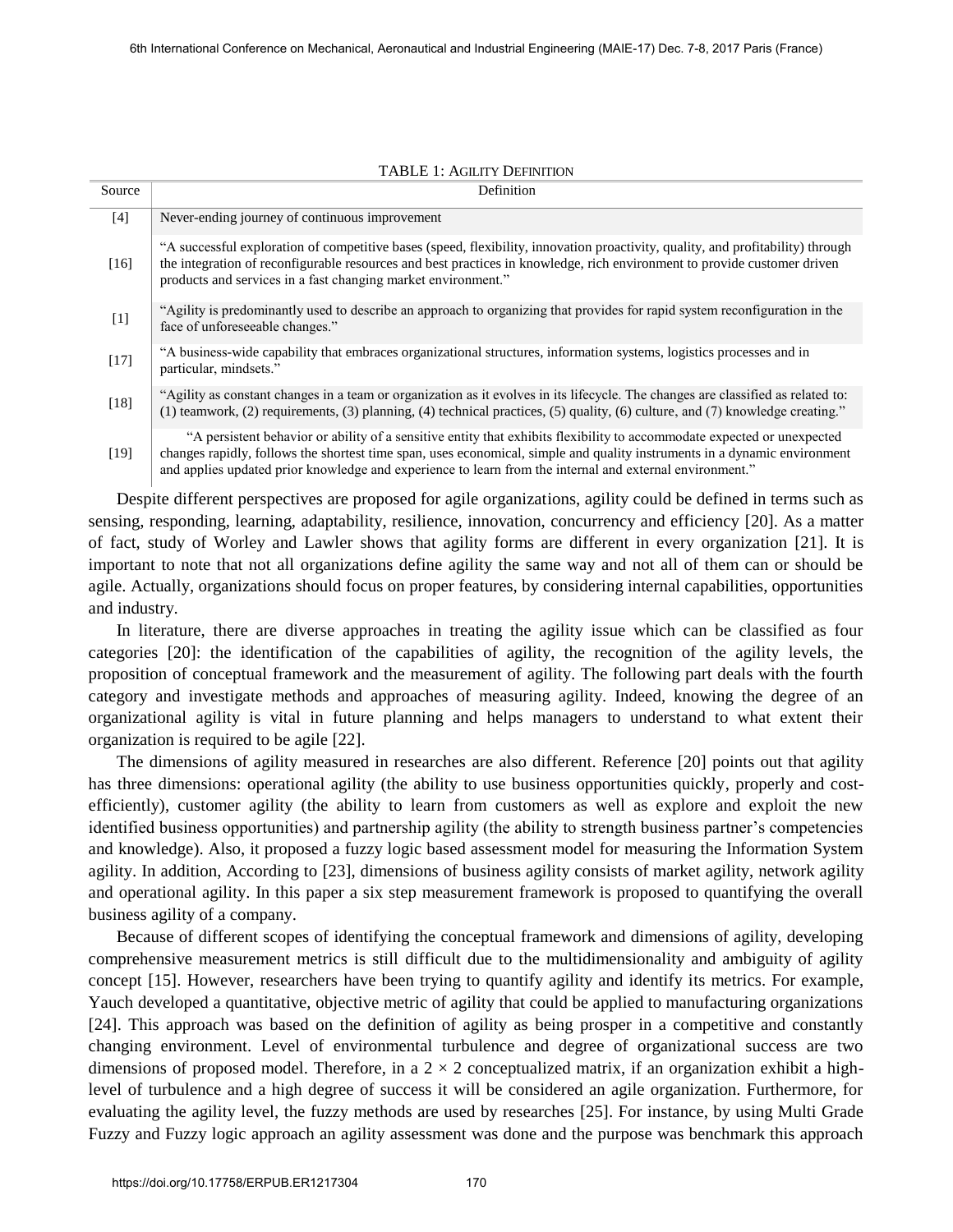TABLE 1: AGILITY DEFINITION

| Source | Definition |
|---|---|
| [4] | Never-ending journey of continuous improvement |
| [16] | "A successful exploration of competitive bases (speed, flexibility, innovation proactivity, quality, and profitability) through the integration of reconfigurable resources and best practices in knowledge, rich environment to provide customer driven products and services in a fast changing market environment." |
| [1] | "Agility is predominantly used to describe an approach to organizing that provides for rapid system reconfiguration in the face of unforeseeable changes." |
| [17] | "A business-wide capability that embraces organizational structures, information systems, logistics processes and in particular, mindsets." |
| [18] | "Agility as constant changes in a team or organization as it evolves in its lifecycle. The changes are classified as related to: (1) teamwork, (2) requirements, (3) planning, (4) technical practices, (5) quality, (6) culture, and (7) knowledge creating." |
| [19] | "A persistent behavior or ability of a sensitive entity that exhibits flexibility to accommodate expected or unexpected changes rapidly, follows the shortest time span, uses economical, simple and quality instruments in a dynamic environment and applies updated prior knowledge and experience to learn from the internal and external environment." |

Despite different perspectives are proposed for agile organizations, agility could be defined in terms such as sensing, responding, learning, adaptability, resilience, innovation, concurrency and efficiency [20]. As a matter of fact, study of Worley and Lawler shows that agility forms are different in every organization [21]. It is important to note that not all organizations define agility the same way and not all of them can or should be agile. Actually, organizations should focus on proper features, by considering internal capabilities, opportunities and industry.

In literature, there are diverse approaches in treating the agility issue which can be classified as four categories [20]: the identification of the capabilities of agility, the recognition of the agility levels, the proposition of conceptual framework and the measurement of agility. The following part deals with the fourth category and investigate methods and approaches of measuring agility. Indeed, knowing the degree of an organizational agility is vital in future planning and helps managers to understand to what extent their organization is required to be agile [22].

The dimensions of agility measured in researches are also different. Reference [20] points out that agility has three dimensions: operational agility (the ability to use business opportunities quickly, properly and cost-efficiently), customer agility (the ability to learn from customers as well as explore and exploit the new identified business opportunities) and partnership agility (the ability to strength business partner's competencies and knowledge). Also, it proposed a fuzzy logic based assessment model for measuring the Information System agility. In addition, According to [23], dimensions of business agility consists of market agility, network agility and operational agility. In this paper a six step measurement framework is proposed to quantifying the overall business agility of a company.

Because of different scopes of identifying the conceptual framework and dimensions of agility, developing comprehensive measurement metrics is still difficult due to the multidimensionality and ambiguity of agility concept [15]. However, researchers have been trying to quantify agility and identify its metrics. For example, Yauch developed a quantitative, objective metric of agility that could be applied to manufacturing organizations [24]. This approach was based on the definition of agility as being prosper in a competitive and constantly changing environment. Level of environmental turbulence and degree of organizational success are two dimensions of proposed model. Therefore, in a $2 \times 2$ conceptualized matrix, if an organization exhibit a high-level of turbulence and a high degree of success it will be considered an agile organization. Furthermore, for evaluating the agility level, the fuzzy methods are used by researches [25]. For instance, by using Multi Grade Fuzzy and Fuzzy logic approach an agility assessment was done and the purpose was benchmark this approach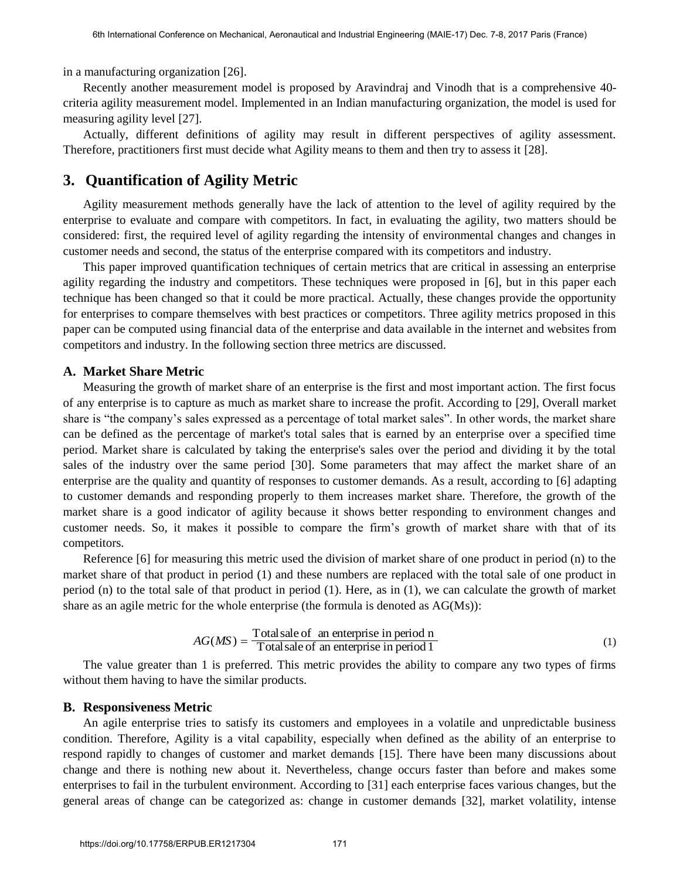in a manufacturing organization [26].

Recently another measurement model is proposed by Aravindraj and Vinodh that is a comprehensive 40-criteria agility measurement model. Implemented in an Indian manufacturing organization, the model is used for measuring agility level [27].

Actually, different definitions of agility may result in different perspectives of agility assessment. Therefore, practitioners first must decide what Agility means to them and then try to assess it [28].

## 3. Quantification of Agility Metric

Agility measurement methods generally have the lack of attention to the level of agility required by the enterprise to evaluate and compare with competitors. In fact, in evaluating the agility, two matters should be considered: first, the required level of agility regarding the intensity of environmental changes and changes in customer needs and second, the status of the enterprise compared with its competitors and industry.

This paper improved quantification techniques of certain metrics that are critical in assessing an enterprise agility regarding the industry and competitors. These techniques were proposed in [6], but in this paper each technique has been changed so that it could be more practical. Actually, these changes provide the opportunity for enterprises to compare themselves with best practices or competitors. Three agility metrics proposed in this paper can be computed using financial data of the enterprise and data available in the internet and websites from competitors and industry. In the following section three metrics are discussed.

### A. Market Share Metric

Measuring the growth of market share of an enterprise is the first and most important action. The first focus of any enterprise is to capture as much as market share to increase the profit. According to [29], Overall market share is "the company's sales expressed as a percentage of total market sales". In other words, the market share can be defined as the percentage of market's total sales that is earned by an enterprise over a specified time period. Market share is calculated by taking the enterprise's sales over the period and dividing it by the total sales of the industry over the same period [30]. Some parameters that may affect the market share of an enterprise are the quality and quantity of responses to customer demands. As a result, according to [6] adapting to customer demands and responding properly to them increases market share. Therefore, the growth of the market share is a good indicator of agility because it shows better responding to environment changes and customer needs. So, it makes it possible to compare the firm's growth of market share with that of its competitors.

Reference [6] for measuring this metric used the division of market share of one product in period (n) to the market share of that product in period (1) and these numbers are replaced with the total sale of one product in period (n) to the total sale of that product in period (1). Here, as in (1), we can calculate the growth of market share as an agile metric for the whole enterprise (the formula is denoted as AG(Ms)):

$$AG(MS) = \frac{\text{Total sale of an enterprise in period n}}{\text{Total sale of an enterprise in period 1}} \tag{1}$$

The value greater than 1 is preferred. This metric provides the ability to compare any two types of firms without them having to have the similar products.

### B. Responsiveness Metric

An agile enterprise tries to satisfy its customers and employees in a volatile and unpredictable business condition. Therefore, Agility is a vital capability, especially when defined as the ability of an enterprise to respond rapidly to changes of customer and market demands [15]. There have been many discussions about change and there is nothing new about it. Nevertheless, change occurs faster than before and makes some enterprises to fail in the turbulent environment. According to [31] each enterprise faces various changes, but the general areas of change can be categorized as: change in customer demands [32], market volatility, intense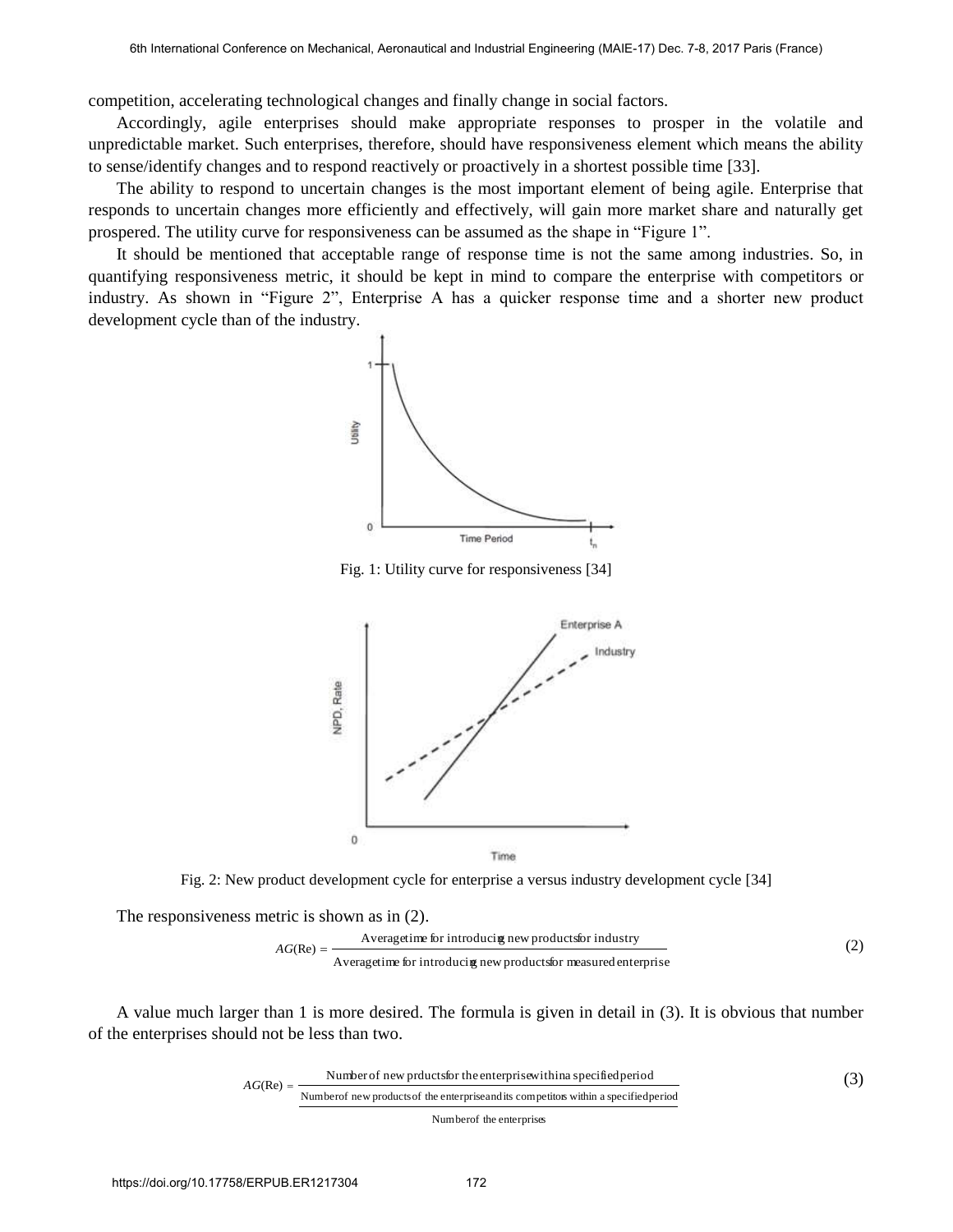competition, accelerating technological changes and finally change in social factors.

Accordingly, agile enterprises should make appropriate responses to prosper in the volatile and unpredictable market. Such enterprises, therefore, should have responsiveness element which means the ability to sense/identify changes and to respond reactively or proactively in a shortest possible time [33].

The ability to respond to uncertain changes is the most important element of being agile. Enterprise that responds to uncertain changes more efficiently and effectively, will gain more market share and naturally get prospered. The utility curve for responsiveness can be assumed as the shape in "Figure 1".

It should be mentioned that acceptable range of response time is not the same among industries. So, in quantifying responsiveness metric, it should be kept in mind to compare the enterprise with competitors or industry. As shown in "Figure 2", Enterprise A has a quicker response time and a shorter new product development cycle than of the industry.

Fig. 1: Utility curve for responsiveness [34]

Fig. 2: New product development cycle for enterprise a versus industry development cycle [34]

The responsiveness metric is shown as in (2).

$$AG(\text{Re}) = \frac{\text{Average time for introducing new products for industry}}{\text{Average time for introducing new products for measured enterprise}} \quad (2)$$

A value much larger than 1 is more desired. The formula is given in detail in (3). It is obvious that number of the enterprises should not be less than two.

$$AG(\text{Re}) = \frac{\text{Number of new prducts for the enterprise within a specified period}}{\frac{\text{Number of new products of the enterprise and its competitors within a specified period}}{\text{Number of the enterprises}}} \quad (3)$$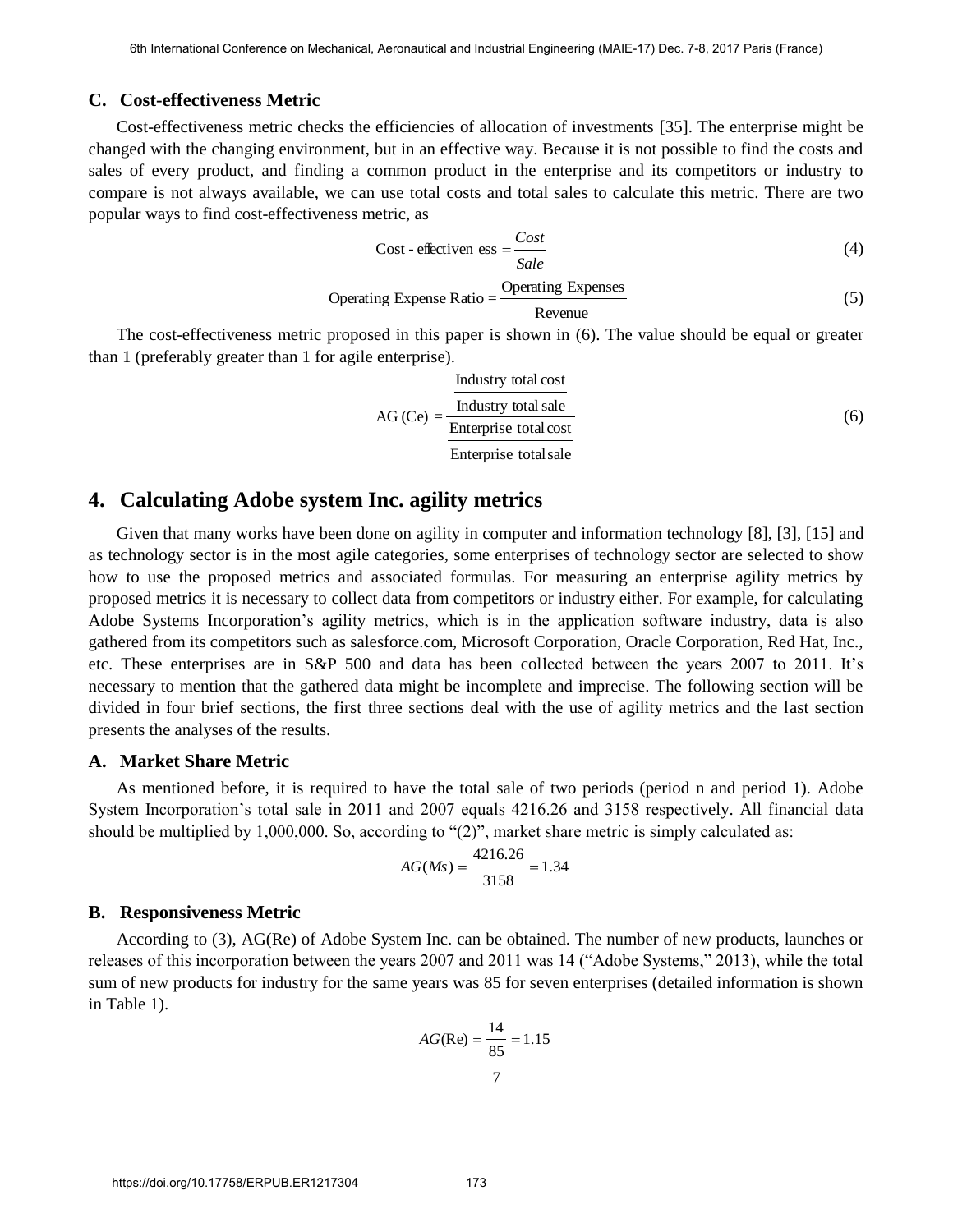### C. Cost-effectiveness Metric

Cost-effectiveness metric checks the efficiencies of allocation of investments [35]. The enterprise might be changed with the changing environment, but in an effective way. Because it is not possible to find the costs and sales of every product, and finding a common product in the enterprise and its competitors or industry to compare is not always available, we can use total costs and total sales to calculate this metric. There are two popular ways to find cost-effectiveness metric, as

$$\text{Cost - effectiven ess} = \frac{Cost}{Sale} \tag{4}$$

$$\text{Operating Expense Ratio} = \frac{\text{Operating Expenses}}{\text{Revenue}} \tag{5}$$

The cost-effectiveness metric proposed in this paper is shown in (6). The value should be equal or greater than 1 (preferably greater than 1 for agile enterprise).

$$\text{AG (Ce)} = \frac{\dfrac{\text{Industry total cost}}{\text{Industry total sale}}}{\dfrac{\text{Enterprise total cost}}{\text{Enterprise total sale}}} \tag{6}$$

## 4. Calculating Adobe system Inc. agility metrics

Given that many works have been done on agility in computer and information technology [8], [3], [15] and as technology sector is in the most agile categories, some enterprises of technology sector are selected to show how to use the proposed metrics and associated formulas. For measuring an enterprise agility metrics by proposed metrics it is necessary to collect data from competitors or industry either. For example, for calculating Adobe Systems Incorporation's agility metrics, which is in the application software industry, data is also gathered from its competitors such as salesforce.com, Microsoft Corporation, Oracle Corporation, Red Hat, Inc., etc. These enterprises are in S&P 500 and data has been collected between the years 2007 to 2011. It's necessary to mention that the gathered data might be incomplete and imprecise. The following section will be divided in four brief sections, the first three sections deal with the use of agility metrics and the last section presents the analyses of the results.

### A. Market Share Metric

As mentioned before, it is required to have the total sale of two periods (period n and period 1). Adobe System Incorporation's total sale in 2011 and 2007 equals 4216.26 and 3158 respectively. All financial data should be multiplied by 1,000,000. So, according to "(2)", market share metric is simply calculated as:

$$AG(Ms) = \frac{4216.26}{3158} = 1.34$$

### B. Responsiveness Metric

According to (3), AG(Re) of Adobe System Inc. can be obtained. The number of new products, launches or releases of this incorporation between the years 2007 and 2011 was 14 ("Adobe Systems," 2013), while the total sum of new products for industry for the same years was 85 for seven enterprises (detailed information is shown in Table 1).

$$AG(\text{Re}) = \frac{14}{\dfrac{85}{7}} = 1.15$$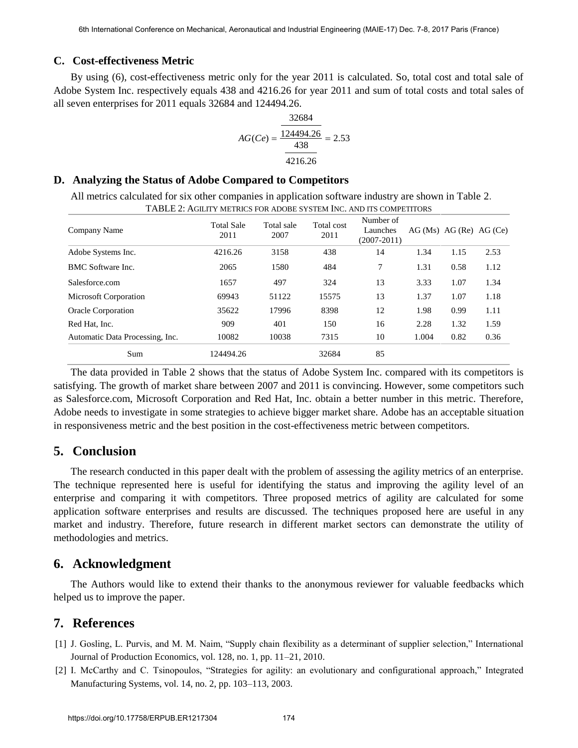### C. Cost-effectiveness Metric

By using (6), cost-effectiveness metric only for the year 2011 is calculated. So, total cost and total sale of Adobe System Inc. respectively equals 438 and 4216.26 for year 2011 and sum of total costs and total sales of all seven enterprises for 2011 equals 32684 and 124494.26.

$$AG(Ce) = \frac{\frac{32684}{124494.26}}{\frac{438}{4216.26}} = 2.53$$

### D. Analyzing the Status of Adobe Compared to Competitors

All metrics calculated for six other companies in application software industry are shown in Table 2.

TABLE 2: AGILITY METRICS FOR ADOBE SYSTEM INC. AND ITS COMPETITORS

| Company Name | Total Sale 2011 | Total sale 2007 | Total cost 2011 | Number of Launches (2007-2011) | AG (Ms) | AG (Re) | AG (Ce) |
|---|---|---|---|---|---|---|---|
| Adobe Systems Inc. | 4216.26 | 3158 | 438 | 14 | 1.34 | 1.15 | 2.53 |
| BMC Software Inc. | 2065 | 1580 | 484 | 7 | 1.31 | 0.58 | 1.12 |
| Salesforce.com | 1657 | 497 | 324 | 13 | 3.33 | 1.07 | 1.34 |
| Microsoft Corporation | 69943 | 51122 | 15575 | 13 | 1.37 | 1.07 | 1.18 |
| Oracle Corporation | 35622 | 17996 | 8398 | 12 | 1.98 | 0.99 | 1.11 |
| Red Hat, Inc. | 909 | 401 | 150 | 16 | 2.28 | 1.32 | 1.59 |
| Automatic Data Processing, Inc. | 10082 | 10038 | 7315 | 10 | 1.004 | 0.82 | 0.36 |
| Sum | 124494.26 | | 32684 | 85 | | | |

The data provided in Table 2 shows that the status of Adobe System Inc. compared with its competitors is satisfying. The growth of market share between 2007 and 2011 is convincing. However, some competitors such as Salesforce.com, Microsoft Corporation and Red Hat, Inc. obtain a better number in this metric. Therefore, Adobe needs to investigate in some strategies to achieve bigger market share. Adobe has an acceptable situation in responsiveness metric and the best position in the cost-effectiveness metric between competitors.

## 5. Conclusion

The research conducted in this paper dealt with the problem of assessing the agility metrics of an enterprise. The technique represented here is useful for identifying the status and improving the agility level of an enterprise and comparing it with competitors. Three proposed metrics of agility are calculated for some application software enterprises and results are discussed. The techniques proposed here are useful in any market and industry. Therefore, future research in different market sectors can demonstrate the utility of methodologies and metrics.

## 6. Acknowledgment

The Authors would like to extend their thanks to the anonymous reviewer for valuable feedbacks which helped us to improve the paper.

## 7. References

[1] J. Gosling, L. Purvis, and M. M. Naim, "Supply chain flexibility as a determinant of supplier selection," International Journal of Production Economics, vol. 128, no. 1, pp. 11–21, 2010.

[2] I. McCarthy and C. Tsinopoulos, "Strategies for agility: an evolutionary and configurational approach," Integrated Manufacturing Systems, vol. 14, no. 2, pp. 103–113, 2003.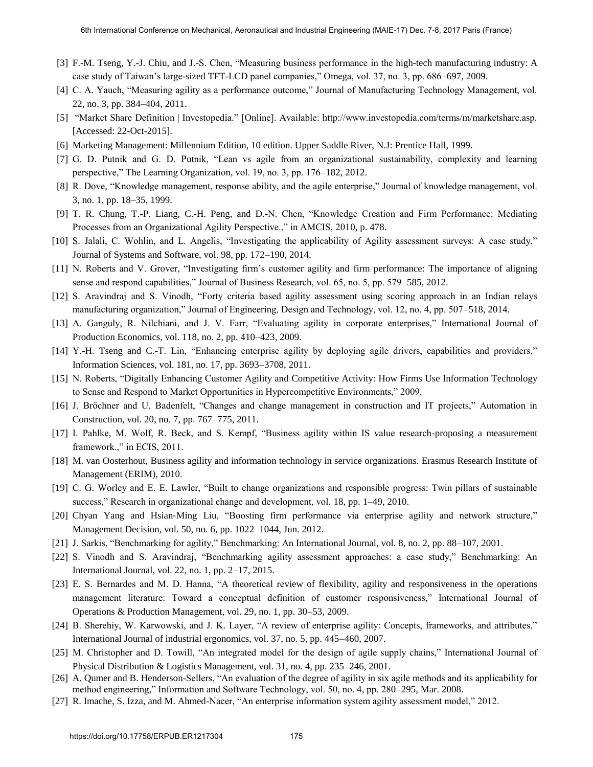[3] F.-M. Tseng, Y.-J. Chiu, and J.-S. Chen, "Measuring business performance in the high-tech manufacturing industry: A case study of Taiwan's large-sized TFT-LCD panel companies," Omega, vol. 37, no. 3, pp. 686–697, 2009.

[4] C. A. Yauch, "Measuring agility as a performance outcome," Journal of Manufacturing Technology Management, vol. 22, no. 3, pp. 384–404, 2011.

[5] "Market Share Definition | Investopedia." [Online]. Available: http://www.investopedia.com/terms/m/marketshare.asp. [Accessed: 22-Oct-2015].

[6] Marketing Management: Millennium Edition, 10 edition. Upper Saddle River, N.J: Prentice Hall, 1999.

[7] G. D. Putnik and G. D. Putnik, "Lean vs agile from an organizational sustainability, complexity and learning perspective," The Learning Organization, vol. 19, no. 3, pp. 176–182, 2012.

[8] R. Dove, "Knowledge management, response ability, and the agile enterprise," Journal of knowledge management, vol. 3, no. 1, pp. 18–35, 1999.

[9] T. R. Chung, T.-P. Liang, C.-H. Peng, and D.-N. Chen, "Knowledge Creation and Firm Performance: Mediating Processes from an Organizational Agility Perspective.," in AMCIS, 2010, p. 478.

[10] S. Jalali, C. Wohlin, and L. Angelis, "Investigating the applicability of Agility assessment surveys: A case study," Journal of Systems and Software, vol. 98, pp. 172–190, 2014.

[11] N. Roberts and V. Grover, "Investigating firm's customer agility and firm performance: The importance of aligning sense and respond capabilities," Journal of Business Research, vol. 65, no. 5, pp. 579–585, 2012.

[12] S. Aravindraj and S. Vinodh, "Forty criteria based agility assessment using scoring approach in an Indian relays manufacturing organization," Journal of Engineering, Design and Technology, vol. 12, no. 4, pp. 507–518, 2014.

[13] A. Ganguly, R. Nilchiani, and J. V. Farr, "Evaluating agility in corporate enterprises," International Journal of Production Economics, vol. 118, no. 2, pp. 410–423, 2009.

[14] Y.-H. Tseng and C.-T. Lin, "Enhancing enterprise agility by deploying agile drivers, capabilities and providers," Information Sciences, vol. 181, no. 17, pp. 3693–3708, 2011.

[15] N. Roberts, "Digitally Enhancing Customer Agility and Competitive Activity: How Firms Use Information Technology to Sense and Respond to Market Opportunities in Hypercompetitive Environments," 2009.

[16] J. Bröchner and U. Badenfelt, "Changes and change management in construction and IT projects," Automation in Construction, vol. 20, no. 7, pp. 767–775, 2011.

[17] I. Pahlke, M. Wolf, R. Beck, and S. Kempf, "Business agility within IS value research-proposing a measurement framework.," in ECIS, 2011.

[18] M. van Oosterhout, Business agility and information technology in service organizations. Erasmus Research Institute of Management (ERIM), 2010.

[19] C. G. Worley and E. E. Lawler, "Built to change organizations and responsible progress: Twin pillars of sustainable success," Research in organizational change and development, vol. 18, pp. 1–49, 2010.

[20] Chyan Yang and Hsian-Ming Liu, "Boosting firm performance via enterprise agility and network structure," Management Decision, vol. 50, no. 6, pp. 1022–1044, Jun. 2012.

[21] J. Sarkis, "Benchmarking for agility," Benchmarking: An International Journal, vol. 8, no. 2, pp. 88–107, 2001.

[22] S. Vinodh and S. Aravindraj, "Benchmarking agility assessment approaches: a case study," Benchmarking: An International Journal, vol. 22, no. 1, pp. 2–17, 2015.

[23] E. S. Bernardes and M. D. Hanna, "A theoretical review of flexibility, agility and responsiveness in the operations management literature: Toward a conceptual definition of customer responsiveness," International Journal of Operations & Production Management, vol. 29, no. 1, pp. 30–53, 2009.

[24] B. Sherehiy, W. Karwowski, and J. K. Layer, "A review of enterprise agility: Concepts, frameworks, and attributes," International Journal of industrial ergonomics, vol. 37, no. 5, pp. 445–460, 2007.

[25] M. Christopher and D. Towill, "An integrated model for the design of agile supply chains," International Journal of Physical Distribution & Logistics Management, vol. 31, no. 4, pp. 235–246, 2001.

[26] A. Qumer and B. Henderson-Sellers, "An evaluation of the degree of agility in six agile methods and its applicability for method engineering," Information and Software Technology, vol. 50, no. 4, pp. 280–295, Mar. 2008.

[27] R. Imache, S. Izza, and M. Ahmed-Nacer, "An enterprise information system agility assessment model," 2012.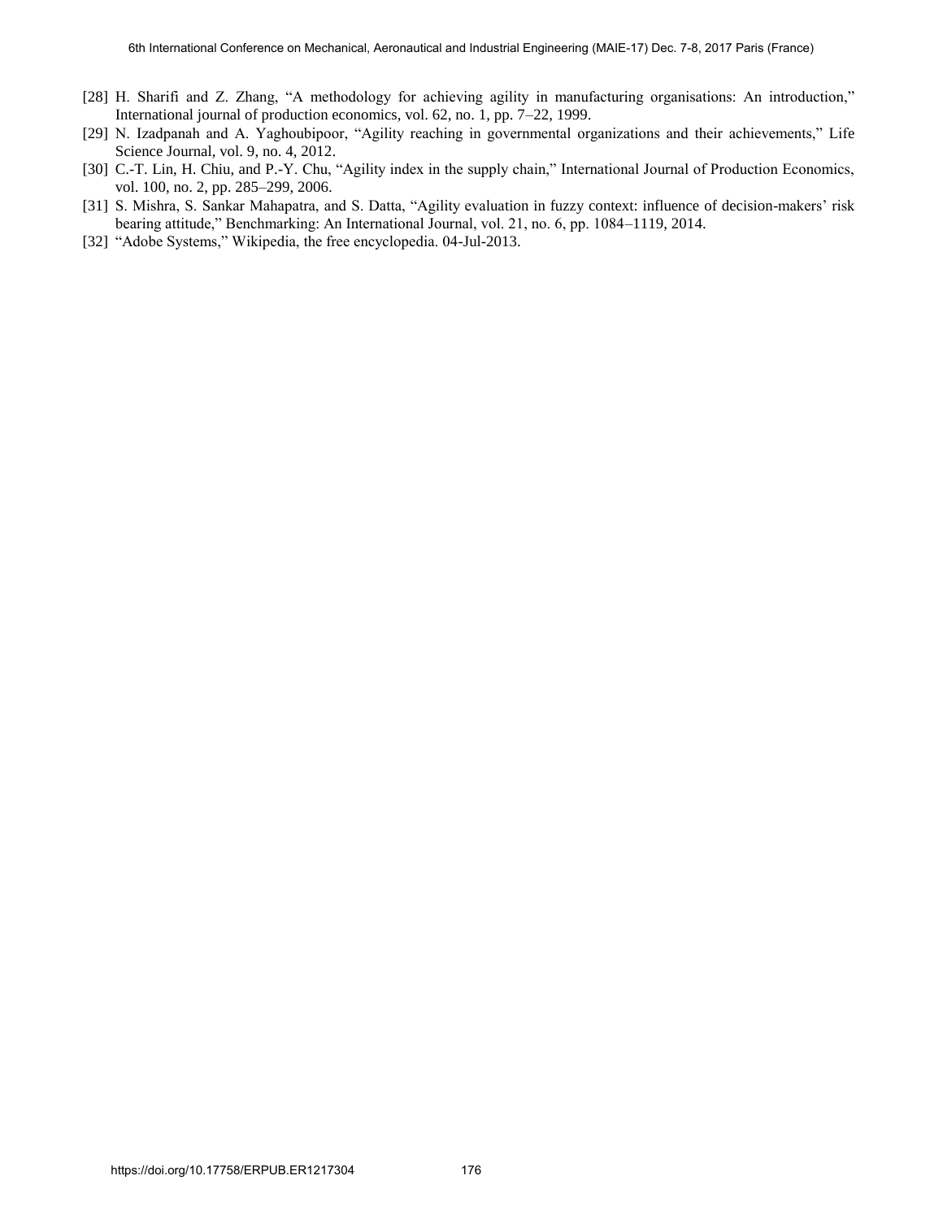[28] H. Sharifi and Z. Zhang, "A methodology for achieving agility in manufacturing organisations: An introduction," International journal of production economics, vol. 62, no. 1, pp. 7–22, 1999.

[29] N. Izadpanah and A. Yaghoubipoor, "Agility reaching in governmental organizations and their achievements," Life Science Journal, vol. 9, no. 4, 2012.

[30] C.-T. Lin, H. Chiu, and P.-Y. Chu, "Agility index in the supply chain," International Journal of Production Economics, vol. 100, no. 2, pp. 285–299, 2006.

[31] S. Mishra, S. Sankar Mahapatra, and S. Datta, "Agility evaluation in fuzzy context: influence of decision-makers' risk bearing attitude," Benchmarking: An International Journal, vol. 21, no. 6, pp. 1084–1119, 2014.

[32] "Adobe Systems," Wikipedia, the free encyclopedia. 04-Jul-2013.